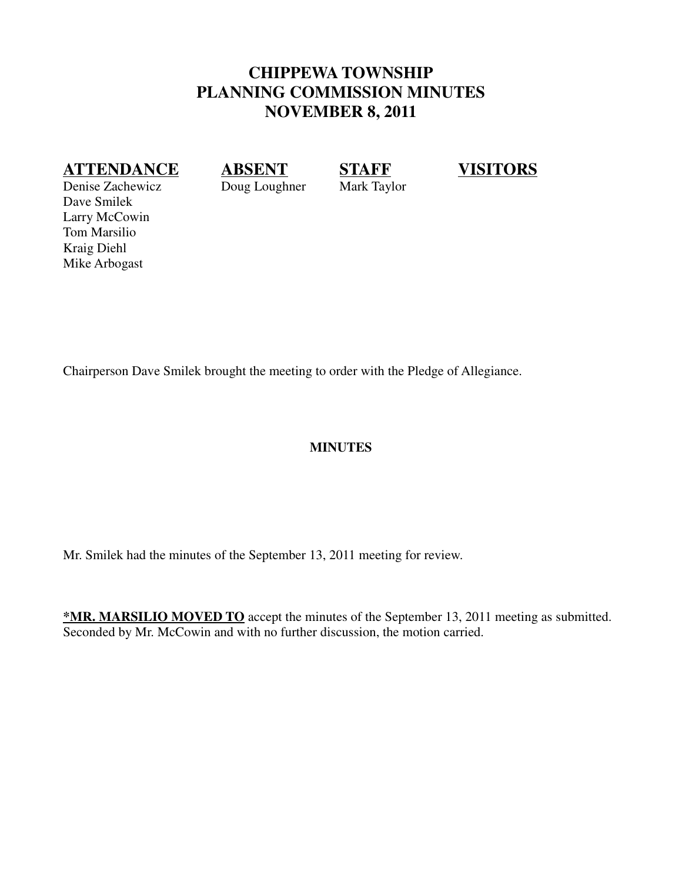# CHIPPEWA TOWNSHIP
# PLANNING COMMISSION MINUTES
# NOVEMBER 8, 2011

| ATTENDANCE | ABSENT | STAFF | VISITORS |
|---|---|---|---|
| Denise Zachewicz | Doug Loughner | Mark Taylor | |
| Dave Smilek | | | |
| Larry McCowin | | | |
| Tom Marsilio | | | |
| Kraig Diehl | | | |
| Mike Arbogast | | | |

Chairperson Dave Smilek brought the meeting to order with the Pledge of Allegiance.

**MINUTES**

Mr. Smilek had the minutes of the September 13, 2011 meeting for review.

**\*MR. MARSILIO MOVED TO** accept the minutes of the September 13, 2011 meeting as submitted. Seconded by Mr. McCowin and with no further discussion, the motion carried.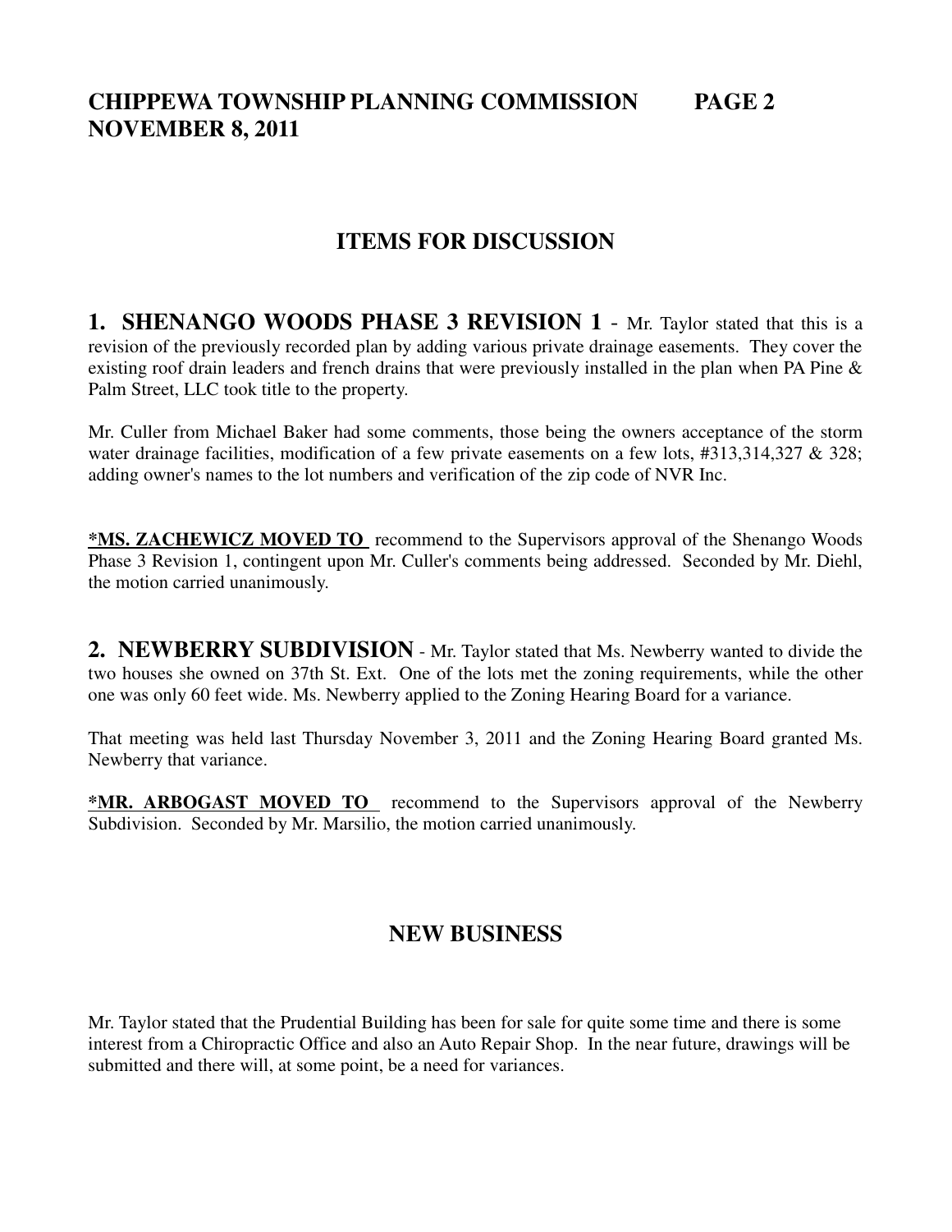## ITEMS FOR DISCUSSION

**1. SHENANGO WOODS PHASE 3 REVISION 1** - Mr. Taylor stated that this is a revision of the previously recorded plan by adding various private drainage easements. They cover the existing roof drain leaders and french drains that were previously installed in the plan when PA Pine & Palm Street, LLC took title to the property.

Mr. Culler from Michael Baker had some comments, those being the owners acceptance of the storm water drainage facilities, modification of a few private easements on a few lots, #313,314,327 & 328; adding owner's names to the lot numbers and verification of the zip code of NVR Inc.

***MS. ZACHEWICZ MOVED TO** recommend to the Supervisors approval of the Shenango Woods Phase 3 Revision 1, contingent upon Mr. Culler's comments being addressed. Seconded by Mr. Diehl, the motion carried unanimously.

**2. NEWBERRY SUBDIVISION** - Mr. Taylor stated that Ms. Newberry wanted to divide the two houses she owned on 37th St. Ext. One of the lots met the zoning requirements, while the other one was only 60 feet wide. Ms. Newberry applied to the Zoning Hearing Board for a variance.

That meeting was held last Thursday November 3, 2011 and the Zoning Hearing Board granted Ms. Newberry that variance.

***MR. ARBOGAST MOVED TO** recommend to the Supervisors approval of the Newberry Subdivision. Seconded by Mr. Marsilio, the motion carried unanimously.

## NEW BUSINESS

Mr. Taylor stated that the Prudential Building has been for sale for quite some time and there is some interest from a Chiropractic Office and also an Auto Repair Shop. In the near future, drawings will be submitted and there will, at some point, be a need for variances.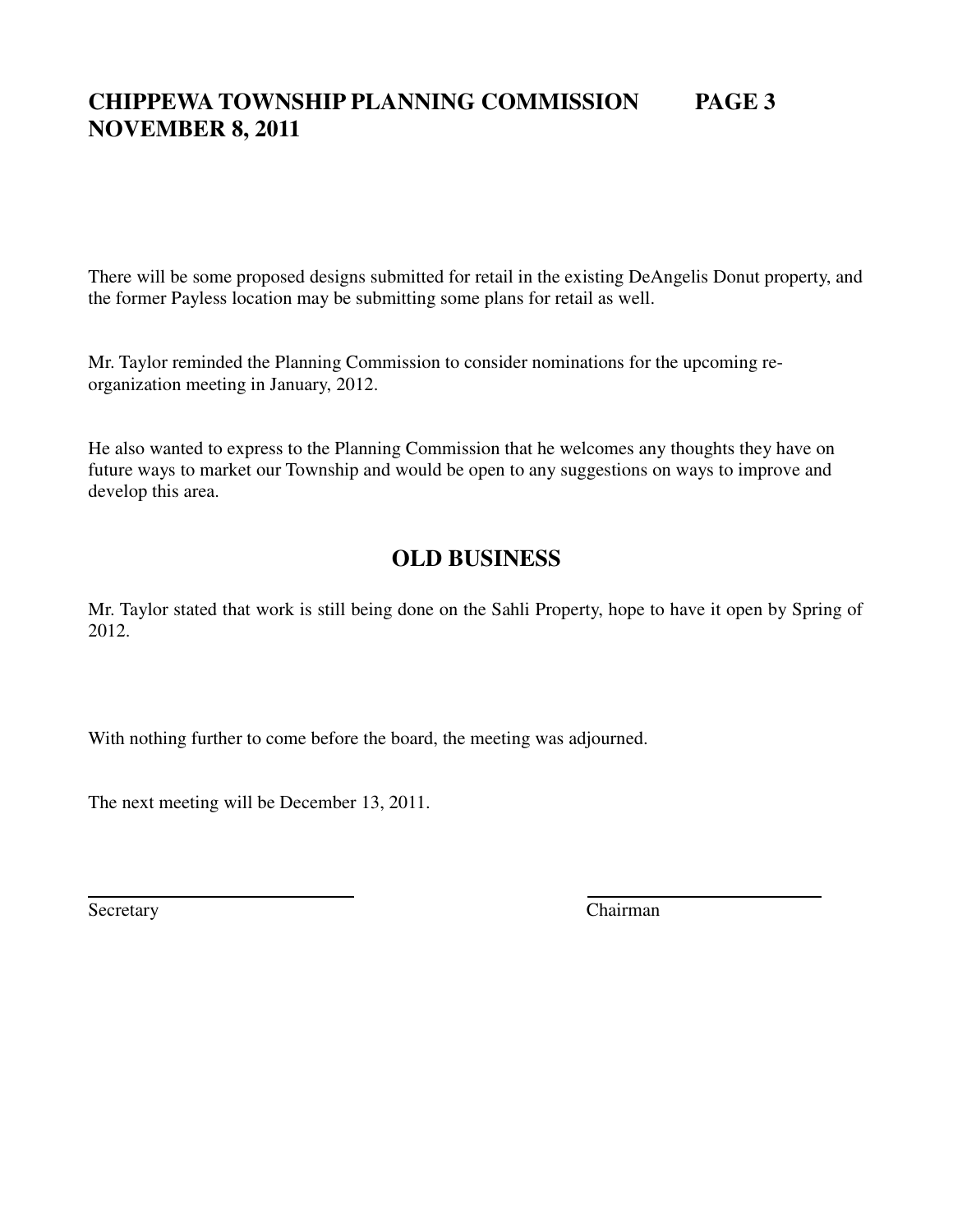There will be some proposed designs submitted for retail in the existing DeAngelis Donut property, and the former Payless location may be submitting some plans for retail as well.

Mr. Taylor reminded the Planning Commission to consider nominations for the upcoming re-organization meeting in January, 2012.

He also wanted to express to the Planning Commission that he welcomes any thoughts they have on future ways to market our Township and would be open to any suggestions on ways to improve and develop this area.

## OLD BUSINESS

Mr. Taylor stated that work is still being done on the Sahli Property, hope to have it open by Spring of 2012.

With nothing further to come before the board, the meeting was adjourned.

The next meeting will be December 13, 2011.

\_\_\_\_\_\_\_\_\_\_\_\_\_\_\_\_\_\_\_\_\_\_\_\_\_\_\_\_ \_\_\_\_\_\_\_\_\_\_\_\_\_\_\_\_\_\_\_\_\_\_\_\_\_\_\_\_

Secretary Chairman